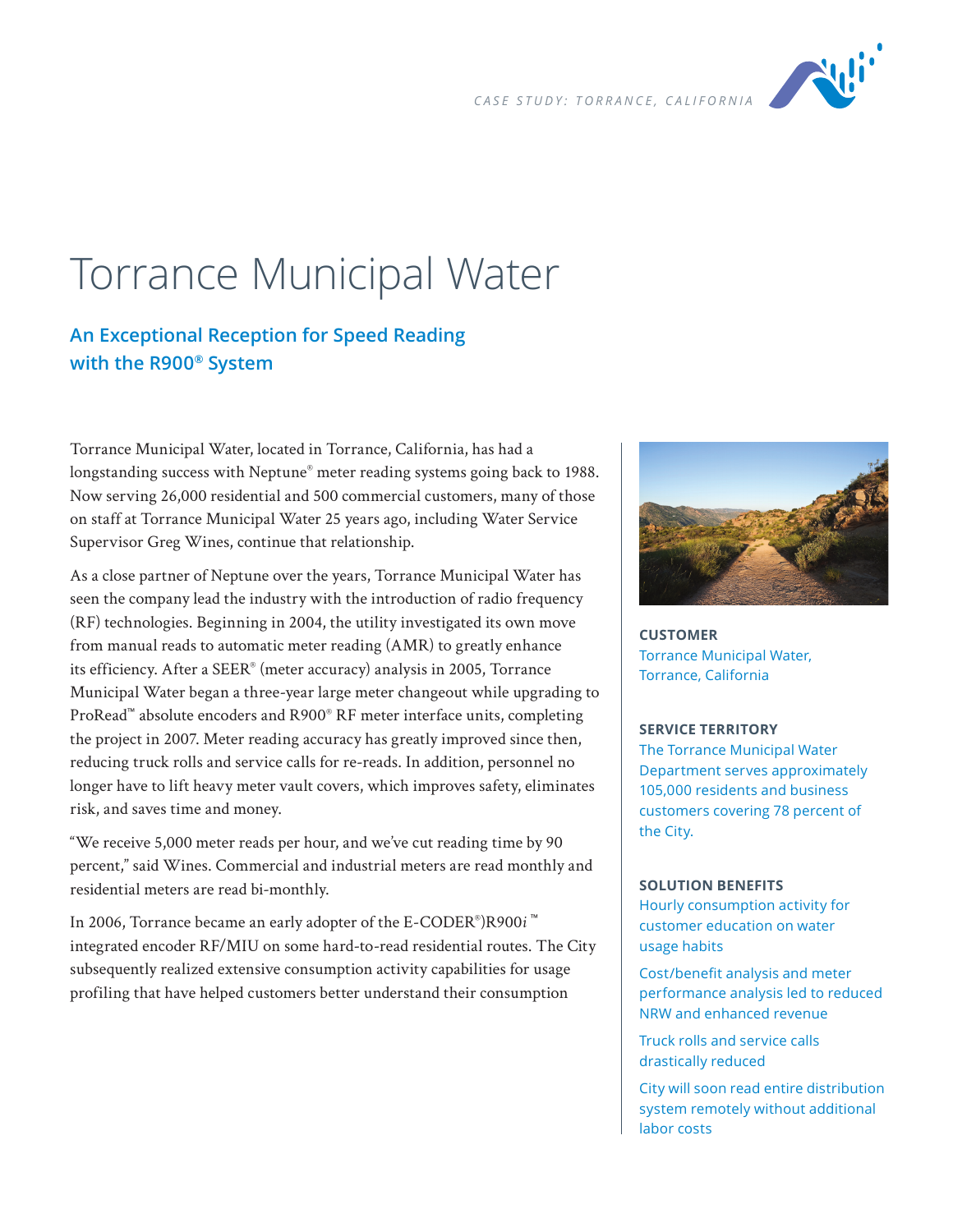# Torrance Municipal Water

## An Exceptional Reception for Speed Reading with the R900® System

Torrance Municipal Water, located in Torrance, California, has had a longstanding success with Neptune® meter reading systems going back to 1988. Now serving 26,000 residential and 500 commercial customers, many of those on staff at Torrance Municipal Water 25 years ago, including Water Service Supervisor Greg Wines, continue that relationship.

As a close partner of Neptune over the years, Torrance Municipal Water has seen the company lead the industry with the introduction of radio frequency (RF) technologies. Beginning in 2004, the utility investigated its own move from manual reads to automatic meter reading (AMR) to greatly enhance its efficiency. After a SEER® (meter accuracy) analysis in 2005, Torrance Municipal Water began a three-year large meter changeout while upgrading to ProRead™ absolute encoders and R900® RF meter interface units, completing the project in 2007. Meter reading accuracy has greatly improved since then, reducing truck rolls and service calls for re-reads. In addition, personnel no longer have to lift heavy meter vault covers, which improves safety, eliminates risk, and saves time and money.

"We receive 5,000 meter reads per hour, and we've cut reading time by 90 percent," said Wines. Commercial and industrial meters are read monthly and residential meters are read bi-monthly.

In 2006, Torrance became an early adopter of the E-CODER®)R900*i*™ integrated encoder RF/MIU on some hard-to-read residential routes. The City subsequently realized extensive consumption activity capabilities for usage profiling that have helped customers better understand their consumption

**CUSTOMER**

Torrance Municipal Water, Torrance, California

**SERVICE TERRITORY**

The Torrance Municipal Water Department serves approximately 105,000 residents and business customers covering 78 percent of the City.

**SOLUTION BENEFITS**

Hourly consumption activity for customer education on water usage habits

Cost/benefit analysis and meter performance analysis led to reduced NRW and enhanced revenue

Truck rolls and service calls drastically reduced

City will soon read entire distribution system remotely without additional labor costs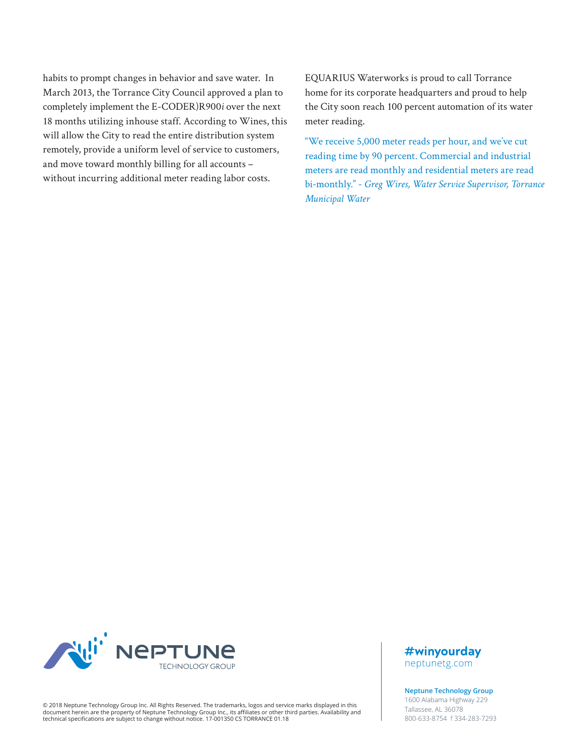habits to prompt changes in behavior and save water. In March 2013, the Torrance City Council approved a plan to completely implement the E-CODER)R900*i* over the next 18 months utilizing inhouse staff. According to Wines, this will allow the City to read the entire distribution system remotely, provide a uniform level of service to customers, and move toward monthly billing for all accounts – without incurring additional meter reading labor costs.

EQUARIUS Waterworks is proud to call Torrance home for its corporate headquarters and proud to help the City soon reach 100 percent automation of its water meter reading.

"We receive 5,000 meter reads per hour, and we've cut reading time by 90 percent. Commercial and industrial meters are read monthly and residential meters are read bi-monthly." - *Greg Wires, Water Service Supervisor, Torrance Municipal Water*

NEPTUNE
TECHNOLOGY GROUP

© 2018 Neptune Technology Group Inc. All Rights Reserved. The trademarks, logos and service marks displayed in this document herein are the property of Neptune Technology Group Inc., its affiliates or other third parties. Availability and technical specifications are subject to change without notice. 17-001350 CS TORRANCE 01.18

**#winyourday**
neptunetg.com

**Neptune Technology Group**
1600 Alabama Highway 229
Tallassee, AL 36078
800-633-8754 f 334-283-7293